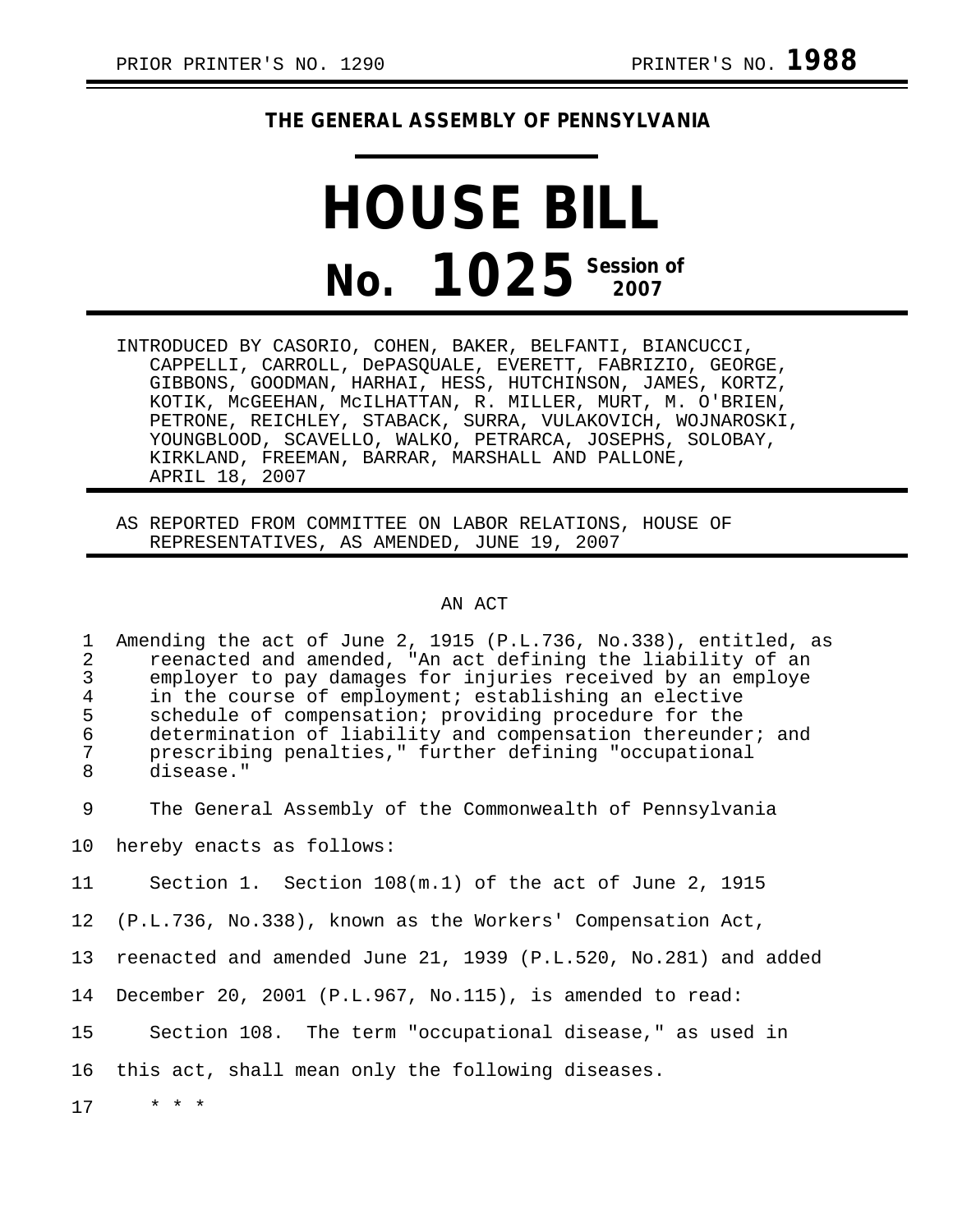PRIOR PRINTER'S NO. 1290 PRINTER'S NO. **1988**

**THE GENERAL ASSEMBLY OF PENNSYLVANIA**

# HOUSE BILL

# No. 1025 Session of 2007

INTRODUCED BY CASORIO, COHEN, BAKER, BELFANTI, BIANCUCCI, CAPPELLI, CARROLL, DePASQUALE, EVERETT, FABRIZIO, GEORGE, GIBBONS, GOODMAN, HARHAI, HESS, HUTCHINSON, JAMES, KORTZ, KOTIK, McGEEHAN, McILHATTAN, R. MILLER, MURT, M. O'BRIEN, PETRONE, REICHLEY, STABACK, SURRA, VULAKOVICH, WOJNAROSKI, YOUNGBLOOD, SCAVELLO, WALKO, PETRARCA, JOSEPHS, SOLOBAY, KIRKLAND, FREEMAN, BARRAR, MARSHALL AND PALLONE, APRIL 18, 2007

AS REPORTED FROM COMMITTEE ON LABOR RELATIONS, HOUSE OF REPRESENTATIVES, AS AMENDED, JUNE 19, 2007

AN ACT

1 Amending the act of June 2, 1915 (P.L.736, No.338), entitled, as
2 reenacted and amended, "An act defining the liability of an
3 employer to pay damages for injuries received by an employe
4 in the course of employment; establishing an elective
5 schedule of compensation; providing procedure for the
6 determination of liability and compensation thereunder; and
7 prescribing penalties," further defining "occupational
8 disease."

9 The General Assembly of the Commonwealth of Pennsylvania
10 hereby enacts as follows:

11 Section 1. Section 108(m.1) of the act of June 2, 1915
12 (P.L.736, No.338), known as the Workers' Compensation Act,
13 reenacted and amended June 21, 1939 (P.L.520, No.281) and added
14 December 20, 2001 (P.L.967, No.115), is amended to read:

15 Section 108. The term "occupational disease," as used in
16 this act, shall mean only the following diseases.

17 * * *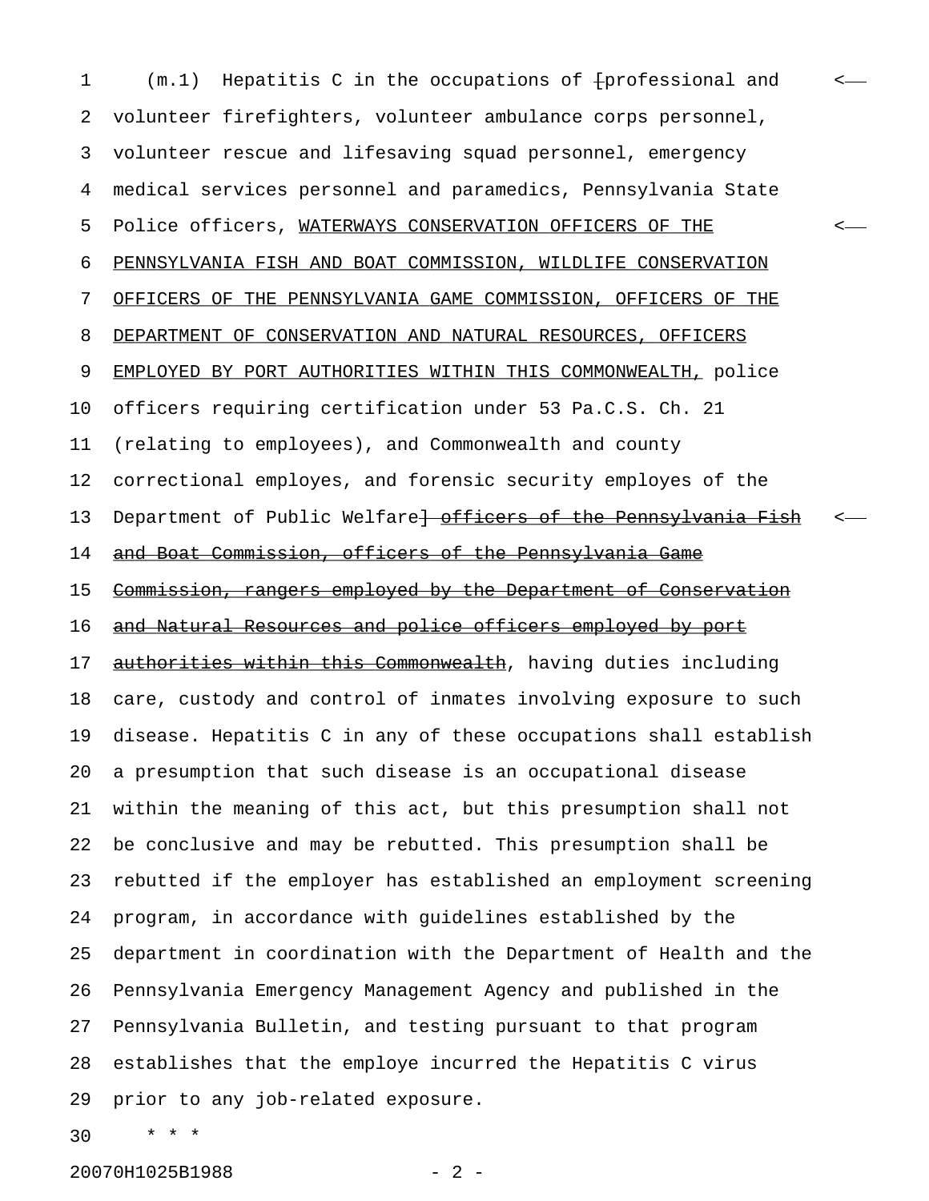(m.1) Hepatitis C in the occupations of [professional and volunteer firefighters, volunteer ambulance corps personnel, volunteer rescue and lifesaving squad personnel, emergency medical services personnel and paramedics, Pennsylvania State Police officers, WATERWAYS CONSERVATION OFFICERS OF THE PENNSYLVANIA FISH AND BOAT COMMISSION, WILDLIFE CONSERVATION OFFICERS OF THE PENNSYLVANIA GAME COMMISSION, OFFICERS OF THE DEPARTMENT OF CONSERVATION AND NATURAL RESOURCES, OFFICERS EMPLOYED BY PORT AUTHORITIES WITHIN THIS COMMONWEALTH, police officers requiring certification under 53 Pa.C.S. Ch. 21 (relating to employees), and Commonwealth and county correctional employes, and forensic security employes of the Department of Public Welfare] ~~officers of the Pennsylvania Fish and Boat Commission, officers of the Pennsylvania Game Commission, rangers employed by the Department of Conservation and Natural Resources and police officers employed by port authorities within this Commonwealth~~, having duties including care, custody and control of inmates involving exposure to such disease. Hepatitis C in any of these occupations shall establish a presumption that such disease is an occupational disease within the meaning of this act, but this presumption shall not be conclusive and may be rebutted. This presumption shall be rebutted if the employer has established an employment screening program, in accordance with guidelines established by the department in coordination with the Department of Health and the Pennsylvania Emergency Management Agency and published in the Pennsylvania Bulletin, and testing pursuant to that program establishes that the employe incurred the Hepatitis C virus prior to any job-related exposure.

\* \* \*

20070H1025B1988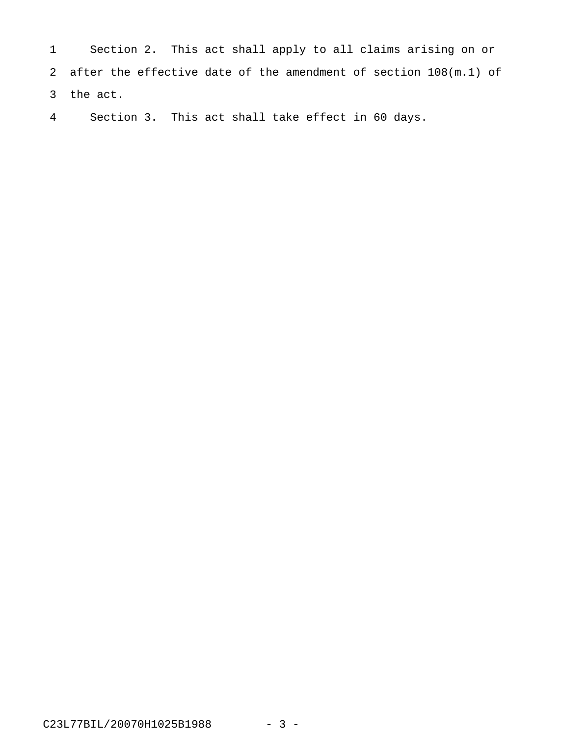Section 2. This act shall apply to all claims arising on or after the effective date of the amendment of section 108(m.1) of the act.

Section 3. This act shall take effect in 60 days.